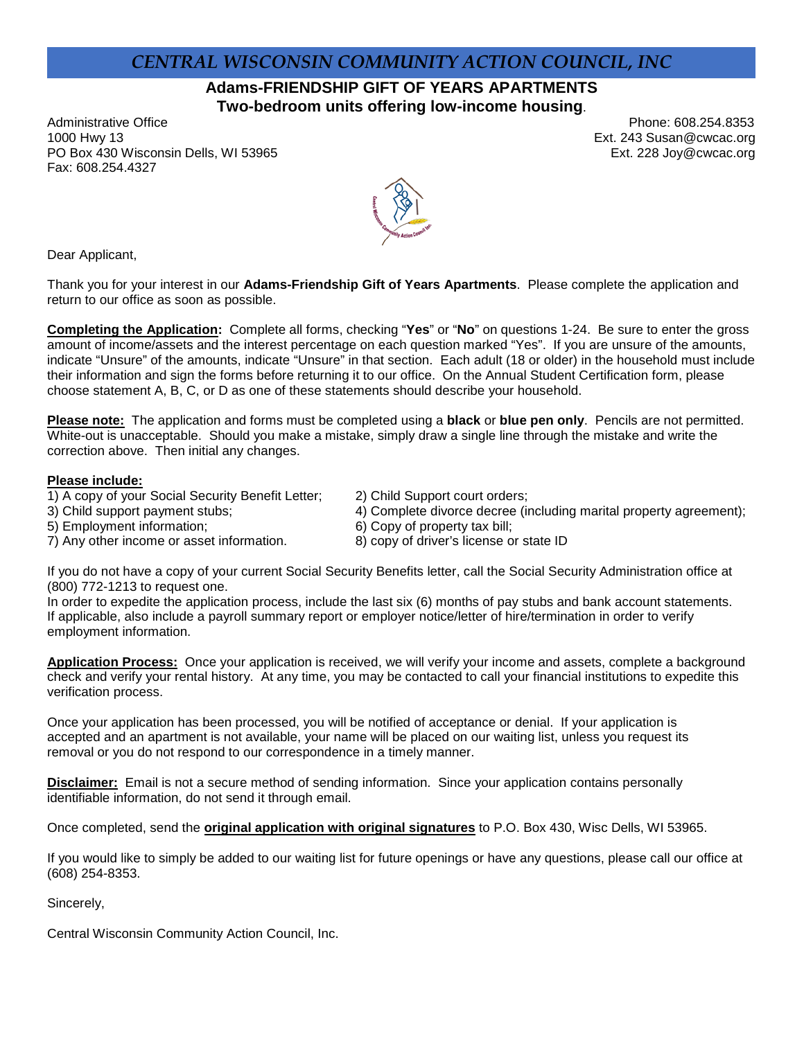# *CENTRAL WISCONSIN COMMUNITY ACTION COUNCIL, INC*

## Adams-FRIENDSHIP GIFT OF YEARS APARTMENTS
## Two-bedroom units offering low-income housing.

Administrative Office
1000 Hwy 13
PO Box 430 Wisconsin Dells, WI 53965
Fax: 608.254.4327

Phone: 608.254.8353
Ext. 243 Susan@cwcac.org
Ext. 228 Joy@cwcac.org

Dear Applicant,

Thank you for your interest in our **Adams-Friendship Gift of Years Apartments**. Please complete the application and return to our office as soon as possible.

**Completing the Application:** Complete all forms, checking "**Yes**" or "**No**" on questions 1-24. Be sure to enter the gross amount of income/assets and the interest percentage on each question marked "Yes". If you are unsure of the amounts, indicate "Unsure" of the amounts, indicate "Unsure" in that section. Each adult (18 or older) in the household must include their information and sign the forms before returning it to our office. On the Annual Student Certification form, please choose statement A, B, C, or D as one of these statements should describe your household.

**Please note:** The application and forms must be completed using a **black** or **blue pen only**. Pencils are not permitted. White-out is unacceptable. Should you make a mistake, simply draw a single line through the mistake and write the correction above. Then initial any changes.

**Please include:**

1) A copy of your Social Security Benefit Letter;
2) Child Support court orders;
3) Child support payment stubs;
4) Complete divorce decree (including marital property agreement);
5) Employment information;
6) Copy of property tax bill;
7) Any other income or asset information.
8) copy of driver's license or state ID

If you do not have a copy of your current Social Security Benefits letter, call the Social Security Administration office at (800) 772-1213 to request one.
In order to expedite the application process, include the last six (6) months of pay stubs and bank account statements. If applicable, also include a payroll summary report or employer notice/letter of hire/termination in order to verify employment information.

**Application Process:** Once your application is received, we will verify your income and assets, complete a background check and verify your rental history. At any time, you may be contacted to call your financial institutions to expedite this verification process.

Once your application has been processed, you will be notified of acceptance or denial. If your application is accepted and an apartment is not available, your name will be placed on our waiting list, unless you request its removal or you do not respond to our correspondence in a timely manner.

**Disclaimer:** Email is not a secure method of sending information. Since your application contains personally identifiable information, do not send it through email.

Once completed, send the **original application with original signatures** to P.O. Box 430, Wisc Dells, WI 53965.

If you would like to simply be added to our waiting list for future openings or have any questions, please call our office at (608) 254-8353.

Sincerely,

Central Wisconsin Community Action Council, Inc.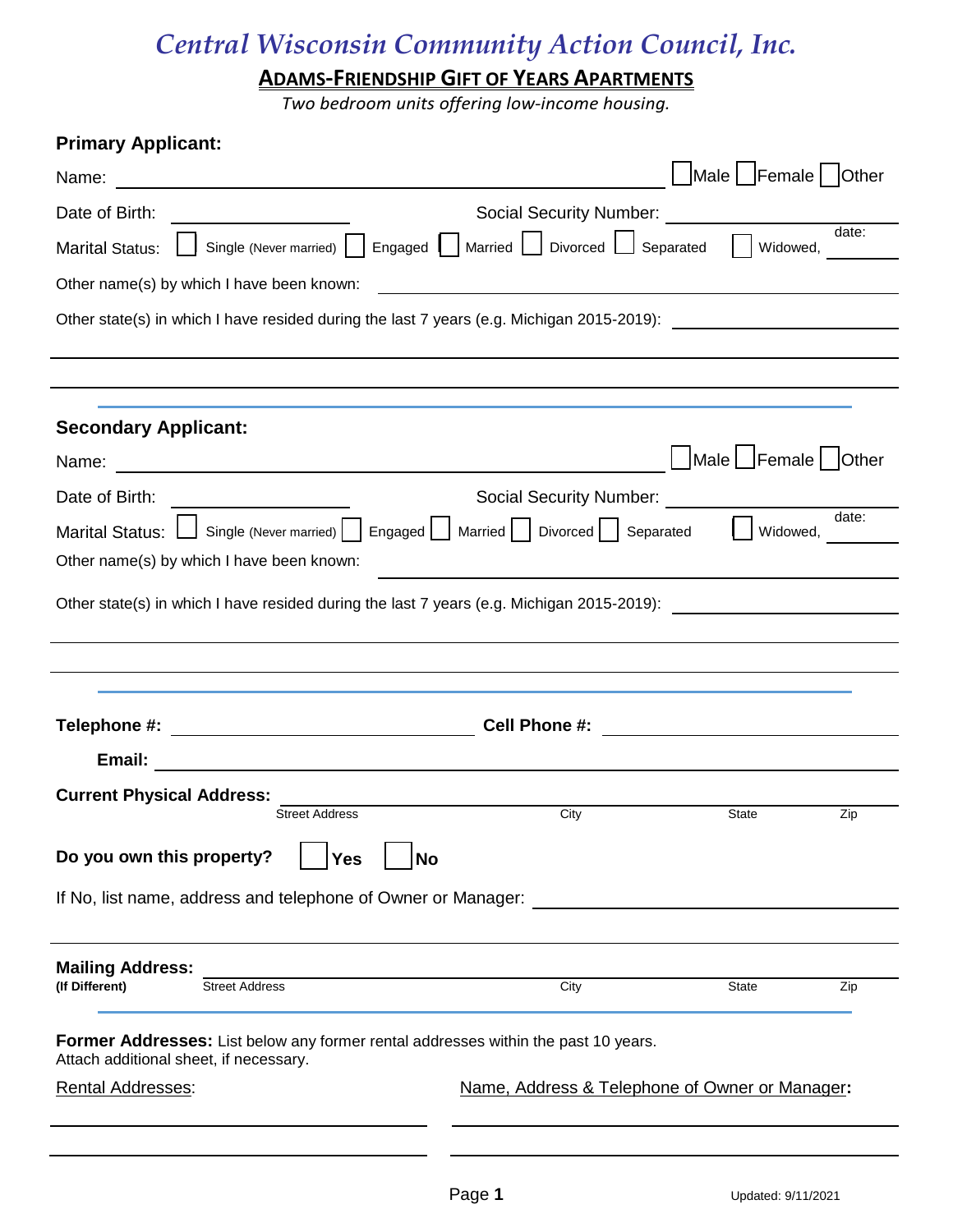# *Central Wisconsin Community Action Council, Inc.*

## ADAMS-FRIENDSHIP GIFT OF YEARS APARTMENTS

*Two bedroom units offering low-income housing.*

**Primary Applicant:**

Name: ______________________________ ☐ Male ☐ Female ☐ Other

Date of Birth: ______________ Social Security Number: ______________

Marital Status: ☐ Single (Never married) ☐ Engaged ☐ Married ☐ Divorced ☐ Separated ☐ Widowed, date: ________

Other name(s) by which I have been known: ______________________________

Other state(s) in which I have resided during the last 7 years (e.g. Michigan 2015-2019): ______________________________

______________________________

______________________________

**Secondary Applicant:**

Name: ______________________________ ☐ Male ☐ Female ☐ Other

Date of Birth: ______________ Social Security Number: ______________

Marital Status: ☐ Single (Never married) ☐ Engaged ☐ Married ☐ Divorced ☐ Separated ☐ Widowed, date: ________

Other name(s) by which I have been known: ______________________________

Other state(s) in which I have resided during the last 7 years (e.g. Michigan 2015-2019): ______________________________

______________________________

______________________________

**Telephone #:** ______________________ **Cell Phone #:** ______________________

**Email:** ______________________________

**Current Physical Address:** ______________________________
Street Address City State Zip

**Do you own this property?** ☐ **Yes** ☐ **No**

If No, list name, address and telephone of Owner or Manager: ______________________________

______________________________

**Mailing Address:** ______________________________
**(If Different)** Street Address City State Zip

**Former Addresses:** List below any former rental addresses within the past 10 years.
Attach additional sheet, if necessary.

| Rental Addresses: | Name, Address & Telephone of Owner or Manager: |
|---|---|
| | |
| | |

Updated: 9/11/2021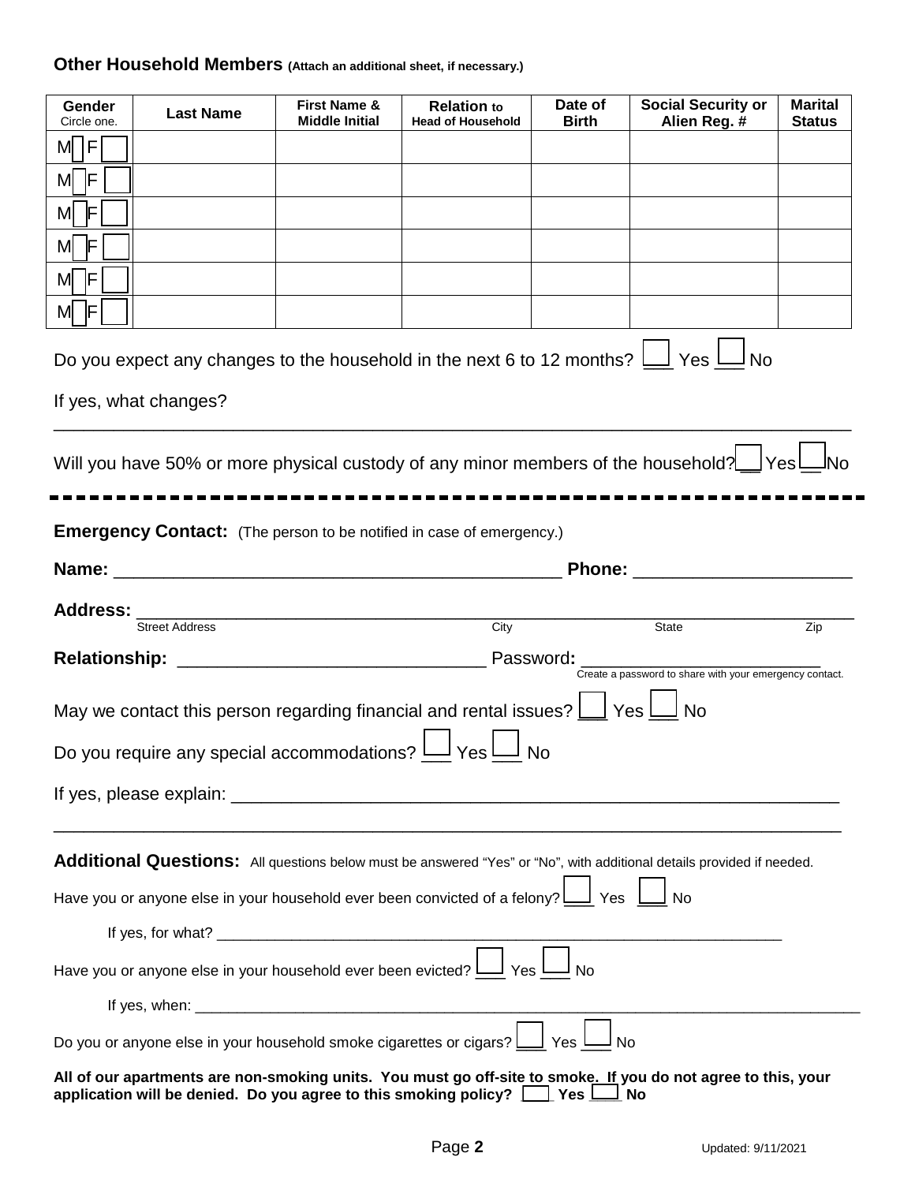## Other Household Members (Attach an additional sheet, if necessary.)

| Gender Circle one. | Last Name | First Name & Middle Initial | Relation to Head of Household | Date of Birth | Social Security or Alien Reg. # | Marital Status |
|---|---|---|---|---|---|---|
| M ☐ F ☐ | | | | | | |
| M ☐ F ☐ | | | | | | |
| M ☐ F ☐ | | | | | | |
| M ☐ F ☐ | | | | | | |
| M ☐ F ☐ | | | | | | |
| M ☐ F ☐ | | | | | | |

Do you expect any changes to the household in the next 6 to 12 months? ☐ Yes ☐ No

If yes, what changes?

_______________________________________________________________________________

Will you have 50% or more physical custody of any minor members of the household? ☐ Yes ☐ No

---

**Emergency Contact:** (The person to be notified in case of emergency.)

**Name:** _____________________________________________ **Phone:** _____________________

**Address:** _______________________________________________________________________

Street Address | City | State | Zip

**Relationship:** ______________________________ Password**:** _________________________

Create a password to share with your emergency contact.

May we contact this person regarding financial and rental issues? ☐ Yes ☐ No

Do you require any special accommodations? ☐ Yes ☐ No

If yes, please explain: _____________________________________________________________

_______________________________________________________________________________

**Additional Questions:** All questions below must be answered "Yes" or "No", with additional details provided if needed.

Have you or anyone else in your household ever been convicted of a felony? ☐ Yes ☐ No

If yes, for what? _______________________________________________________________

Have you or anyone else in your household ever been evicted? ☐ Yes ☐ No

If yes, when: ___________________________________________________________________

Do you or anyone else in your household smoke cigarettes or cigars? ☐ Yes ☐ No

**All of our apartments are non-smoking units. You must go off-site to smoke. If you do not agree to this, your application will be denied. Do you agree to this smoking policy? ☐ Yes ☐ No**

Updated: 9/11/2021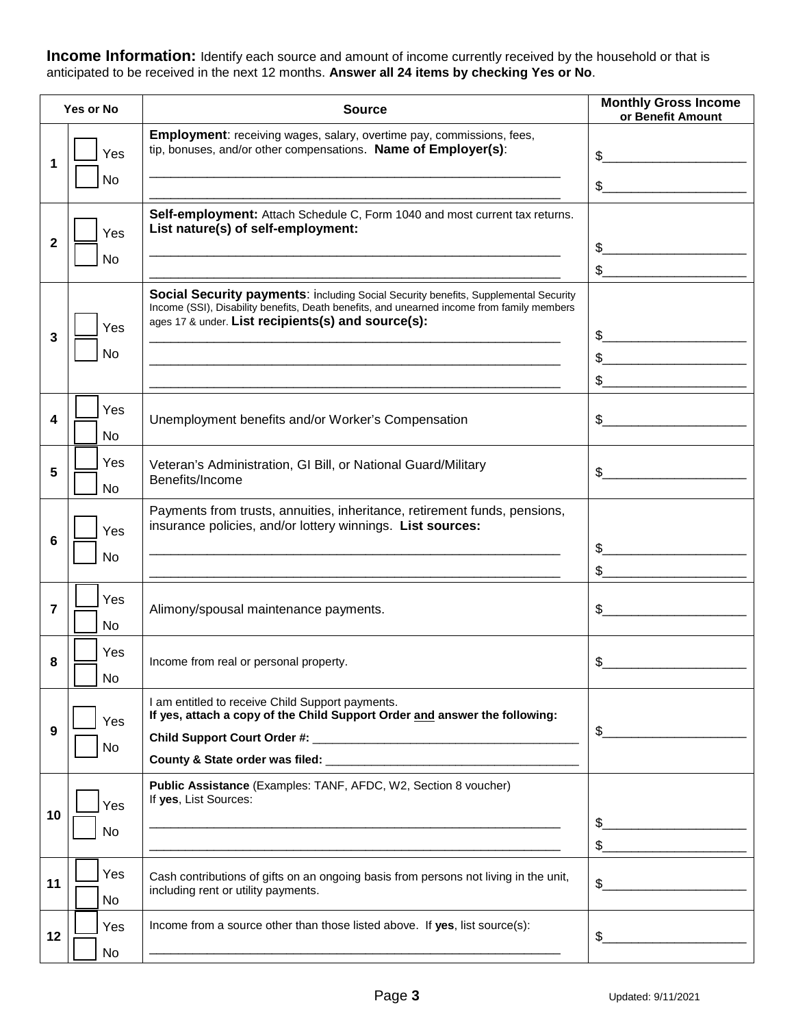**Income Information:** Identify each source and amount of income currently received by the household or that is anticipated to be received in the next 12 months. **Answer all 24 items by checking Yes or No**.

| Yes or No | | Source | Monthly Gross Income or Benefit Amount |
|---|---|---|---|
| 1 | ☐ Yes ☐ No | **Employment**: receiving wages, salary, overtime pay, commissions, fees, tip, bonuses, and/or other compensations. **Name of Employer(s)**: ____________________ ____________________ | $__________ $__________ |
| 2 | ☐ Yes ☐ No | **Self-employment:** Attach Schedule C, Form 1040 and most current tax returns. **List nature(s) of self-employment:** ____________________ ____________________ | $__________ $__________ |
| 3 | ☐ Yes ☐ No | **Social Security payments**: including Social Security benefits, Supplemental Security Income (SSI), Disability benefits, Death benefits, and unearned income from family members ages 17 & under. **List recipients(s) and source(s):** ____________________ ____________________ ____________________ | $__________ $__________ $__________ |
| 4 | ☐ Yes ☐ No | Unemployment benefits and/or Worker's Compensation | $__________ |
| 5 | ☐ Yes ☐ No | Veteran's Administration, GI Bill, or National Guard/Military Benefits/Income | $__________ |
| 6 | ☐ Yes ☐ No | Payments from trusts, annuities, inheritance, retirement funds, pensions, insurance policies, and/or lottery winnings. **List sources:** ____________________ ____________________ | $__________ $__________ |
| 7 | ☐ Yes ☐ No | Alimony/spousal maintenance payments. | $__________ |
| 8 | ☐ Yes ☐ No | Income from real or personal property. | $__________ |
| 9 | ☐ Yes ☐ No | I am entitled to receive Child Support payments. **If yes, attach a copy of the Child Support Order and answer the following:** **Child Support Court Order #:** ____________________ **County & State order was filed:** ____________________ | $__________ |
| 10 | ☐ Yes ☐ No | **Public Assistance** (Examples: TANF, AFDC, W2, Section 8 voucher) If **yes**, List Sources: ____________________ ____________________ | $__________ $__________ |
| 11 | ☐ Yes ☐ No | Cash contributions of gifts on an ongoing basis from persons not living in the unit, including rent or utility payments. | $__________ |
| 12 | ☐ Yes ☐ No | Income from a source other than those listed above. If **yes**, list source(s): ____________________ | $__________ |

Updated: 9/11/2021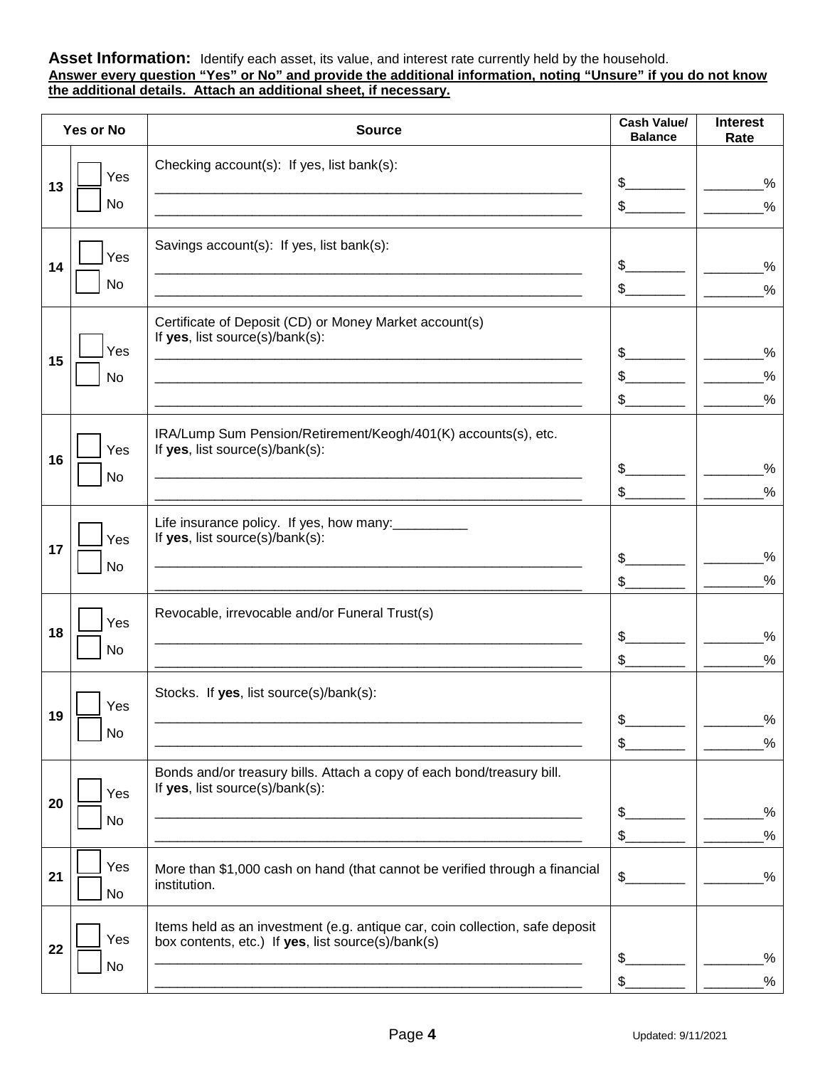**Asset Information:** Identify each asset, its value, and interest rate currently held by the household.
**Answer every question "Yes" or No" and provide the additional information, noting "Unsure" if you do not know the additional details. Attach an additional sheet, if necessary.**

| | Yes or No | Source | Cash Value/ Balance | Interest Rate |
|---|---|---|---|---|
| 13 | ☐ Yes ☐ No | Checking account(s): If yes, list bank(s):<br>____________________<br>____________________ | $________<br>$________ | ________%<br>________% |
| 14 | ☐ Yes ☐ No | Savings account(s): If yes, list bank(s):<br>____________________<br>____________________ | $________<br>$________ | ________%<br>________% |
| 15 | ☐ Yes ☐ No | Certificate of Deposit (CD) or Money Market account(s)<br>If **yes**, list source(s)/bank(s):<br>____________________<br>____________________<br>____________________ | $________<br>$________<br>$________ | ________%<br>________%<br>________% |
| 16 | ☐ Yes ☐ No | IRA/Lump Sum Pension/Retirement/Keogh/401(K) accounts(s), etc.<br>If **yes**, list source(s)/bank(s):<br>____________________<br>____________________ | $________<br>$________ | ________%<br>________% |
| 17 | ☐ Yes ☐ No | Life insurance policy. If yes, how many:__________<br>If **yes**, list source(s)/bank(s):<br>____________________<br>____________________ | $________<br>$________ | ________%<br>________% |
| 18 | ☐ Yes ☐ No | Revocable, irrevocable and/or Funeral Trust(s)<br>____________________<br>____________________ | $________<br>$________ | ________%<br>________% |
| 19 | ☐ Yes ☐ No | Stocks. If **yes**, list source(s)/bank(s):<br>____________________<br>____________________ | $________<br>$________ | ________%<br>________% |
| 20 | ☐ Yes ☐ No | Bonds and/or treasury bills. Attach a copy of each bond/treasury bill.<br>If **yes**, list source(s)/bank(s):<br>____________________<br>____________________ | $________<br>$________ | ________%<br>________% |
| 21 | ☐ Yes ☐ No | More than $1,000 cash on hand (that cannot be verified through a financial institution. | $________ | ________% |
| 22 | ☐ Yes ☐ No | Items held as an investment (e.g. antique car, coin collection, safe deposit box contents, etc.) If **yes**, list source(s)/bank(s)<br>____________________<br>____________________ | $________<br>$________ | ________%<br>________% |

Updated: 9/11/2021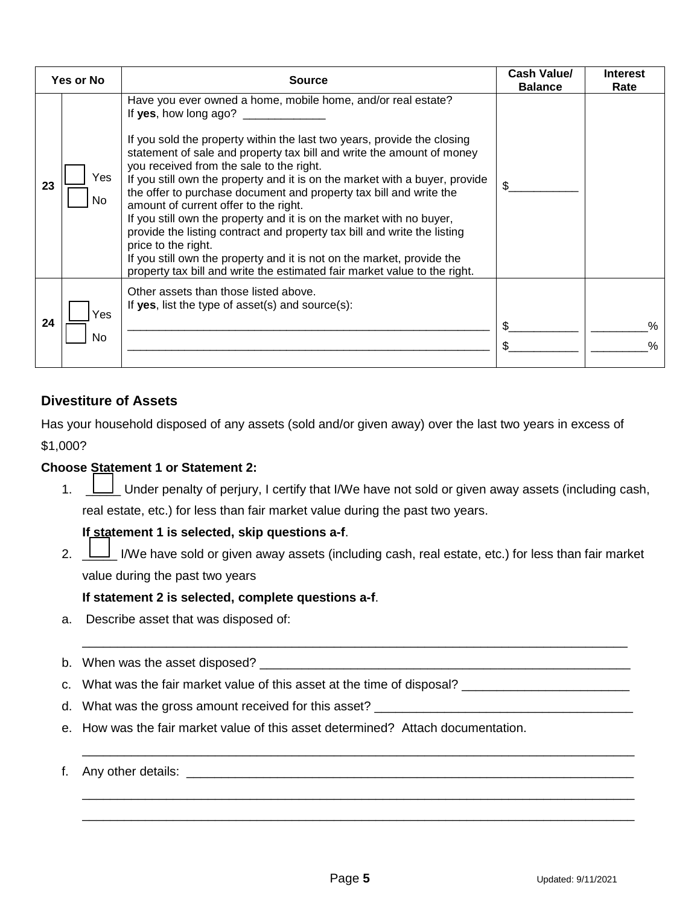| Yes or No | | Source | Cash Value/ Balance | Interest Rate |
|---|---|---|---|---|
| 23 | ☐ Yes ☐ No | Have you ever owned a home, mobile home, and/or real estate?<br>If **yes**, how long ago? _____________<br><br>If you sold the property within the last two years, provide the closing statement of sale and property tax bill and write the amount of money you received from the sale to the right.<br>If you still own the property and it is on the market with a buyer, provide the offer to purchase document and property tax bill and write the amount of current offer to the right.<br>If you still own the property and it is on the market with no buyer, provide the listing contract and property tax bill and write the listing price to the right.<br>If you still own the property and it is not on the market, provide the property tax bill and write the estimated fair market value to the right. | $___________ | |
| 24 | ☐ Yes ☐ No | Other assets than those listed above.<br>If **yes**, list the type of asset(s) and source(s):<br>____________________________________________________________<br>____________________________________________________________ | $___________<br>$___________ | _________%<br>_________% |

## Divestiture of Assets

Has your household disposed of any assets (sold and/or given away) over the last two years in excess of $1,000?

**Choose Statement 1 or Statement 2:**

1. ☐ _____ Under penalty of perjury, I certify that I/We have not sold or given away assets (including cash, real estate, etc.) for less than fair market value during the past two years.

   **If statement 1 is selected, skip questions a-f**.

2. ☐ _____ I/We have sold or given away assets (including cash, real estate, etc.) for less than fair market value during the past two years

   **If statement 2 is selected, complete questions a-f**.

a. Describe asset that was disposed of:

   ________________________________________________________________________________

b. When was the asset disposed? ________________________________________________________

c. What was the fair market value of this asset at the time of disposal? ________________________

d. What was the gross amount received for this asset? _____________________________________

e. How was the fair market value of this asset determined? Attach documentation.

   ________________________________________________________________________________

f. Any other details: _________________________________________________________________

   ________________________________________________________________________________

   ________________________________________________________________________________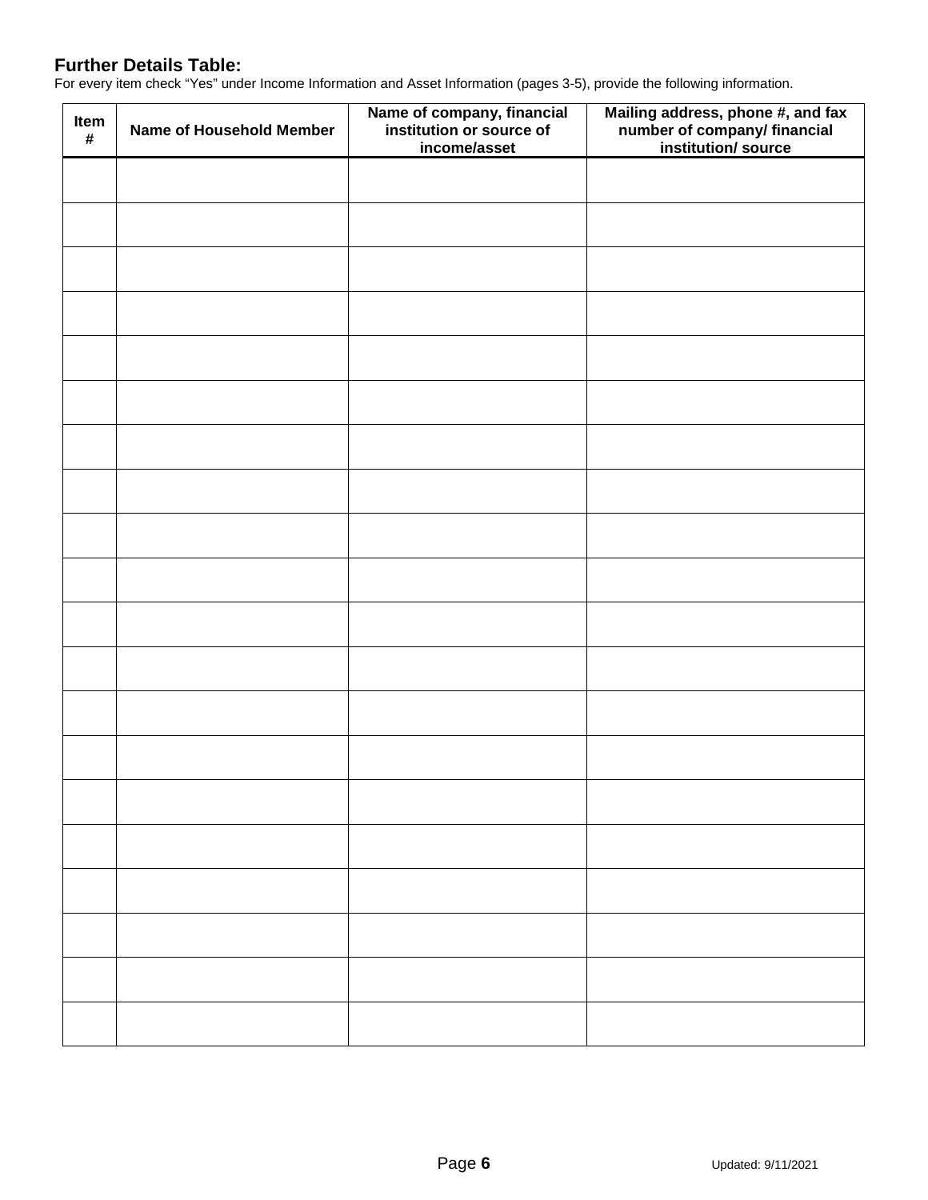## Further Details Table:

For every item check "Yes" under Income Information and Asset Information (pages 3-5), provide the following information.

| Item # | Name of Household Member | Name of company, financial institution or source of income/asset | Mailing address, phone #, and fax number of company/ financial institution/ source |
|---|---|---|---|
| | | | |
| | | | |
| | | | |
| | | | |
| | | | |
| | | | |
| | | | |
| | | | |
| | | | |
| | | | |
| | | | |
| | | | |
| | | | |
| | | | |
| | | | |
| | | | |
| | | | |
| | | | |
| | | | |
| | | | |

Updated: 9/11/2021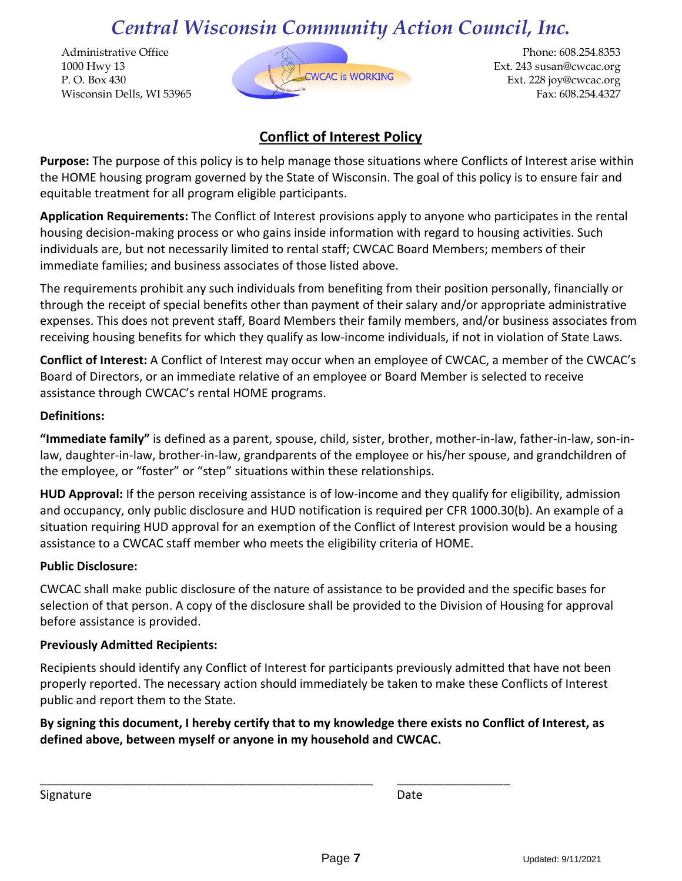# Central Wisconsin Community Action Council, Inc.

Administrative Office
1000 Hwy 13
P. O. Box 430
Wisconsin Dells, WI 53965

Phone: 608.254.8353
Ext. 243 susan@cwcac.org
Ext. 228 joy@cwcac.org
Fax: 608.254.4327

## Conflict of Interest Policy

**Purpose:** The purpose of this policy is to help manage those situations where Conflicts of Interest arise within the HOME housing program governed by the State of Wisconsin. The goal of this policy is to ensure fair and equitable treatment for all program eligible participants.

**Application Requirements:** The Conflict of Interest provisions apply to anyone who participates in the rental housing decision-making process or who gains inside information with regard to housing activities. Such individuals are, but not necessarily limited to rental staff; CWCAC Board Members; members of their immediate families; and business associates of those listed above.

The requirements prohibit any such individuals from benefiting from their position personally, financially or through the receipt of special benefits other than payment of their salary and/or appropriate administrative expenses. This does not prevent staff, Board Members their family members, and/or business associates from receiving housing benefits for which they qualify as low-income individuals, if not in violation of State Laws.

**Conflict of Interest:** A Conflict of Interest may occur when an employee of CWCAC, a member of the CWCAC's Board of Directors, or an immediate relative of an employee or Board Member is selected to receive assistance through CWCAC's rental HOME programs.

**Definitions:**

**"Immediate family"** is defined as a parent, spouse, child, sister, brother, mother-in-law, father-in-law, son-in-law, daughter-in-law, brother-in-law, grandparents of the employee or his/her spouse, and grandchildren of the employee, or "foster" or "step" situations within these relationships.

**HUD Approval:** If the person receiving assistance is of low-income and they qualify for eligibility, admission and occupancy, only public disclosure and HUD notification is required per CFR 1000.30(b). An example of a situation requiring HUD approval for an exemption of the Conflict of Interest provision would be a housing assistance to a CWCAC staff member who meets the eligibility criteria of HOME.

**Public Disclosure:**

CWCAC shall make public disclosure of the nature of assistance to be provided and the specific bases for selection of that person. A copy of the disclosure shall be provided to the Division of Housing for approval before assistance is provided.

**Previously Admitted Recipients:**

Recipients should identify any Conflict of Interest for participants previously admitted that have not been properly reported. The necessary action should immediately be taken to make these Conflicts of Interest public and report them to the State.

**By signing this document, I hereby certify that to my knowledge there exists no Conflict of Interest, as defined above, between myself or anyone in my household and CWCAC.**

_____________________________________________________ _________________

Signature Date

Updated: 9/11/2021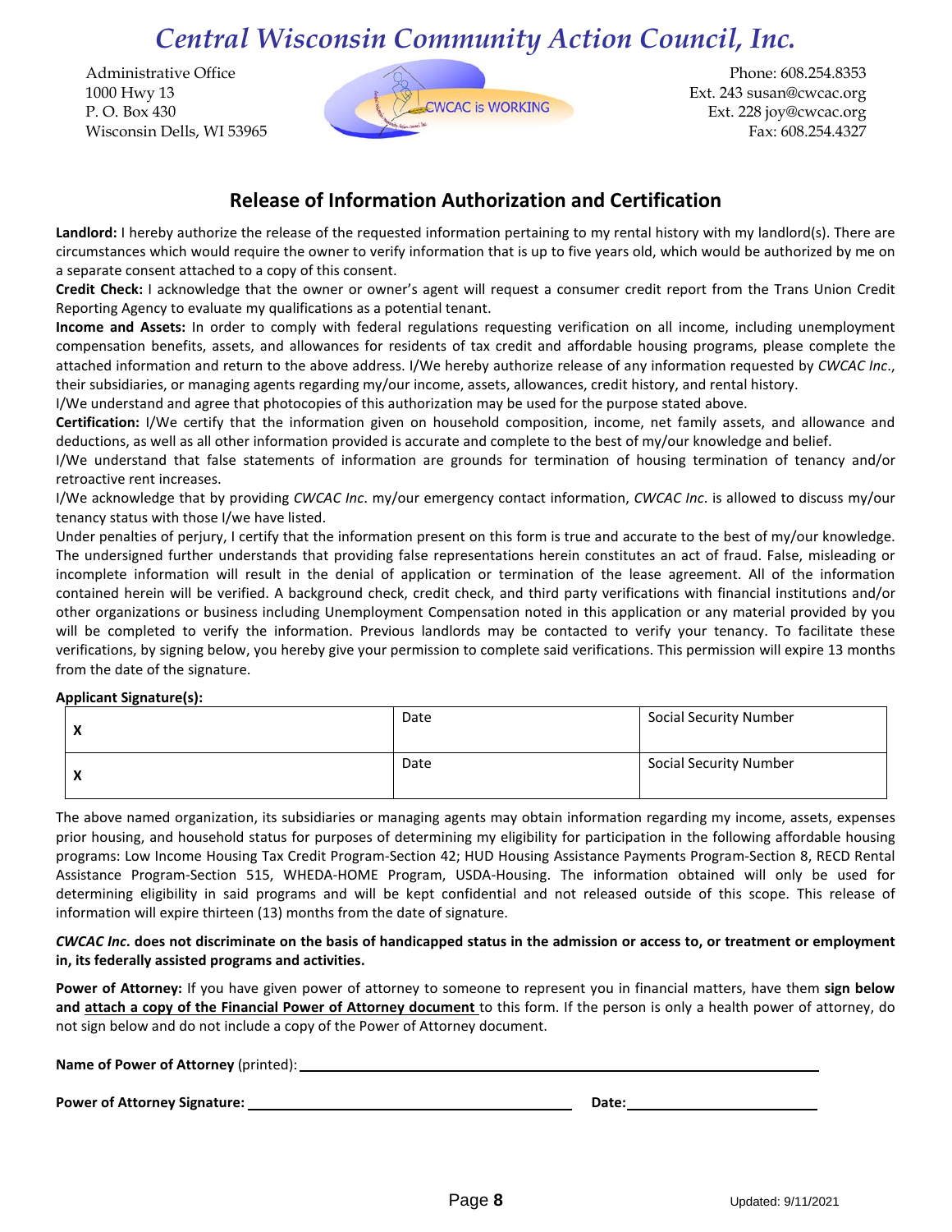# *Central Wisconsin Community Action Council, Inc.*

Administrative Office
1000 Hwy 13
P. O. Box 430
Wisconsin Dells, WI 53965

CWCAC is WORKING

Phone: 608.254.8353
Ext. 243 susan@cwcac.org
Ext. 228 joy@cwcac.org
Fax: 608.254.4327

## Release of Information Authorization and Certification

**Landlord:** I hereby authorize the release of the requested information pertaining to my rental history with my landlord(s). There are circumstances which would require the owner to verify information that is up to five years old, which would be authorized by me on a separate consent attached to a copy of this consent.

**Credit Check:** I acknowledge that the owner or owner's agent will request a consumer credit report from the Trans Union Credit Reporting Agency to evaluate my qualifications as a potential tenant.

**Income and Assets:** In order to comply with federal regulations requesting verification on all income, including unemployment compensation benefits, assets, and allowances for residents of tax credit and affordable housing programs, please complete the attached information and return to the above address. I/We hereby authorize release of any information requested by *CWCAC Inc*., their subsidiaries, or managing agents regarding my/our income, assets, allowances, credit history, and rental history.

I/We understand and agree that photocopies of this authorization may be used for the purpose stated above.

**Certification:** I/We certify that the information given on household composition, income, net family assets, and allowance and deductions, as well as all other information provided is accurate and complete to the best of my/our knowledge and belief.

I/We understand that false statements of information are grounds for termination of housing termination of tenancy and/or retroactive rent increases.

I/We acknowledge that by providing *CWCAC Inc*. my/our emergency contact information, *CWCAC Inc*. is allowed to discuss my/our tenancy status with those I/we have listed.

Under penalties of perjury, I certify that the information present on this form is true and accurate to the best of my/our knowledge. The undersigned further understands that providing false representations herein constitutes an act of fraud. False, misleading or incomplete information will result in the denial of application or termination of the lease agreement. All of the information contained herein will be verified. A background check, credit check, and third party verifications with financial institutions and/or other organizations or business including Unemployment Compensation noted in this application or any material provided by you will be completed to verify the information. Previous landlords may be contacted to verify your tenancy. To facilitate these verifications, by signing below, you hereby give your permission to complete said verifications. This permission will expire 13 months from the date of the signature.

**Applicant Signature(s):**

| | | |
|---|---|---|
| **X** | Date | Social Security Number |
| **X** | Date | Social Security Number |

The above named organization, its subsidiaries or managing agents may obtain information regarding my income, assets, expenses prior housing, and household status for purposes of determining my eligibility for participation in the following affordable housing programs: Low Income Housing Tax Credit Program-Section 42; HUD Housing Assistance Payments Program-Section 8, RECD Rental Assistance Program-Section 515, WHEDA-HOME Program, USDA-Housing. The information obtained will only be used for determining eligibility in said programs and will be kept confidential and not released outside of this scope. This release of information will expire thirteen (13) months from the date of signature.

***CWCAC Inc*. does not discriminate on the basis of handicapped status in the admission or access to, or treatment or employment in, its federally assisted programs and activities.**

**Power of Attorney:** If you have given power of attorney to someone to represent you in financial matters, have them **sign below and <u>attach a copy of the Financial Power of Attorney document</u>** to this form. If the person is only a health power of attorney, do not sign below and do not include a copy of the Power of Attorney document.

**Name of Power of Attorney** (printed): ______________________________________________

**Power of Attorney Signature:** ______________________________ **Date:** ____________________

Updated: 9/11/2021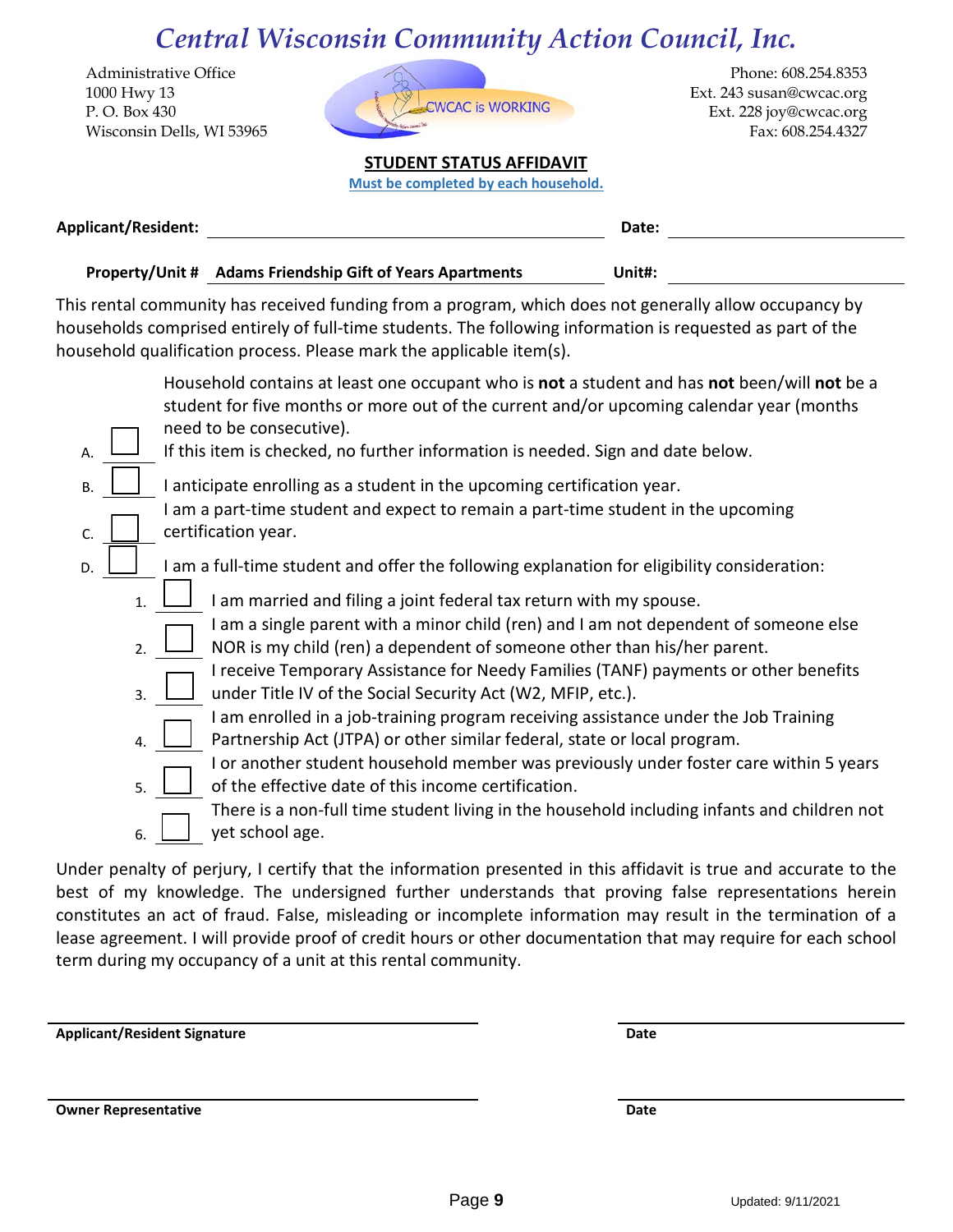# Central Wisconsin Community Action Council, Inc.

Administrative Office
1000 Hwy 13
P. O. Box 430
Wisconsin Dells, WI 53965

CWCAC is WORKING

Phone: 608.254.8353
Ext. 243 susan@cwcac.org
Ext. 228 joy@cwcac.org
Fax: 608.254.4327

## STUDENT STATUS AFFIDAVIT

**Must be completed by each household.**

**Applicant/Resident:** ______________________________ **Date:** ________________

**Property/Unit # Adams Friendship Gift of Years Apartments** **Unit#:** ________________

This rental community has received funding from a program, which does not generally allow occupancy by households comprised entirely of full-time students. The following information is requested as part of the household qualification process. Please mark the applicable item(s).

A. ☐ Household contains at least one occupant who is **not** a student and has **not** been/will **not** be a student for five months or more out of the current and/or upcoming calendar year (months need to be consecutive).
If this item is checked, no further information is needed. Sign and date below.

B. ☐ I anticipate enrolling as a student in the upcoming certification year.

C. ☐ I am a part-time student and expect to remain a part-time student in the upcoming certification year.

D. ☐ I am a full-time student and offer the following explanation for eligibility consideration:

1. ☐ I am married and filing a joint federal tax return with my spouse.
2. ☐ I am a single parent with a minor child (ren) and I am not dependent of someone else NOR is my child (ren) a dependent of someone other than his/her parent.
3. ☐ I receive Temporary Assistance for Needy Families (TANF) payments or other benefits under Title IV of the Social Security Act (W2, MFIP, etc.).
4. ☐ I am enrolled in a job-training program receiving assistance under the Job Training Partnership Act (JTPA) or other similar federal, state or local program.
5. ☐ I or another student household member was previously under foster care within 5 years of the effective date of this income certification.
6. ☐ There is a non-full time student living in the household including infants and children not yet school age.

Under penalty of perjury, I certify that the information presented in this affidavit is true and accurate to the best of my knowledge. The undersigned further understands that proving false representations herein constitutes an act of fraud. False, misleading or incomplete information may result in the termination of a lease agreement. I will provide proof of credit hours or other documentation that may require for each school term during my occupancy of a unit at this rental community.

______________________________ ________________
**Applicant/Resident Signature** **Date**

______________________________ ________________
**Owner Representative** **Date**

Updated: 9/11/2021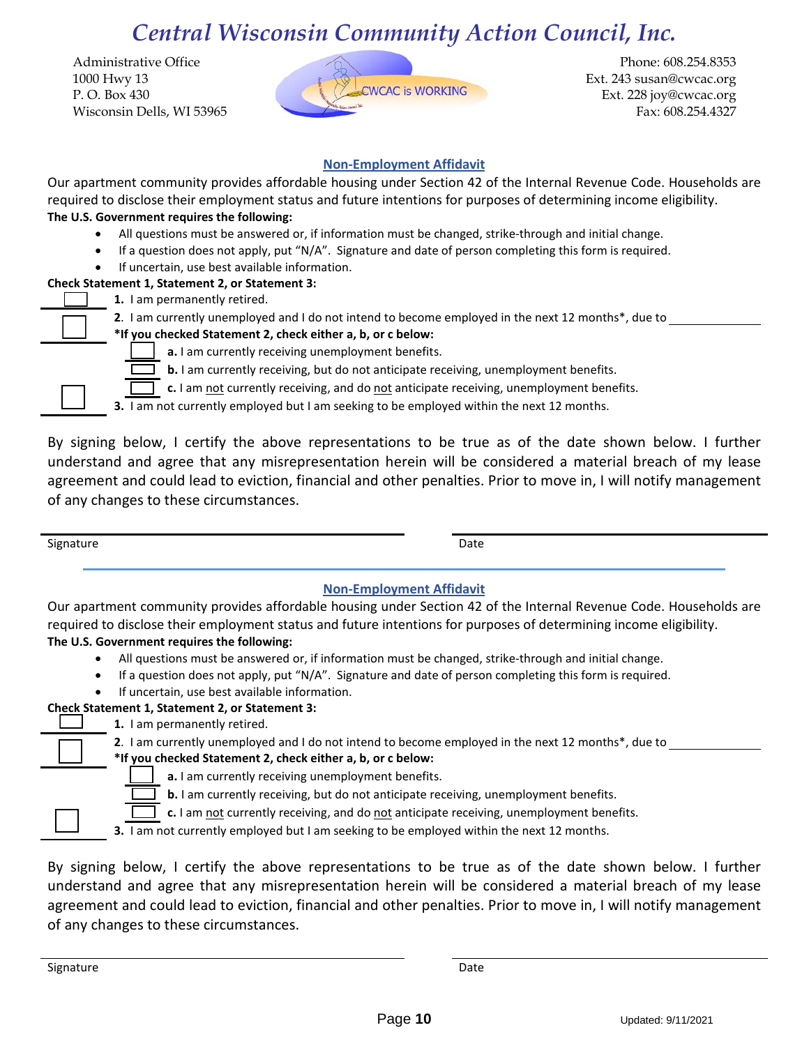# Central Wisconsin Community Action Council, Inc.

Administrative Office
1000 Hwy 13
P. O. Box 430
Wisconsin Dells, WI 53965

CWCAC is WORKING

Phone: 608.254.8353
Ext. 243 susan@cwcac.org
Ext. 228 joy@cwcac.org
Fax: 608.254.4327

## Non-Employment Affidavit

Our apartment community provides affordable housing under Section 42 of the Internal Revenue Code. Households are required to disclose their employment status and future intentions for purposes of determining income eligibility.

**The U.S. Government requires the following:**

- All questions must be answered or, if information must be changed, strike-through and initial change.
- If a question does not apply, put "N/A". Signature and date of person completing this form is required.
- If uncertain, use best available information.

**Check Statement 1, Statement 2, or Statement 3:**

☐ **1.** I am permanently retired.

☐ **2**. I am currently unemployed and I do not intend to become employed in the next 12 months*, due to \_\_\_\_\_\_\_\_\_\_\_\_

**\*If you checked Statement 2, check either a, b, or c below:**

- ☐ **a.** I am currently receiving unemployment benefits.
- ☐ **b.** I am currently receiving, but do not anticipate receiving, unemployment benefits.
- ☐ **c.** I am not currently receiving, and do not anticipate receiving, unemployment benefits.

☐ **3.** I am not currently employed but I am seeking to be employed within the next 12 months.

By signing below, I certify the above representations to be true as of the date shown below. I further understand and agree that any misrepresentation herein will be considered a material breach of my lease agreement and could lead to eviction, financial and other penalties. Prior to move in, I will notify management of any changes to these circumstances.

\_\_\_\_\_\_\_\_\_\_\_\_\_\_\_\_\_\_\_\_\_\_\_\_\_\_\_\_ \_\_\_\_\_\_\_\_\_\_\_\_\_\_\_\_\_\_\_\_\_\_\_\_\_\_\_\_

Signature Date

---

## Non-Employment Affidavit

Our apartment community provides affordable housing under Section 42 of the Internal Revenue Code. Households are required to disclose their employment status and future intentions for purposes of determining income eligibility.

**The U.S. Government requires the following:**

- All questions must be answered or, if information must be changed, strike-through and initial change.
- If a question does not apply, put "N/A". Signature and date of person completing this form is required.
- If uncertain, use best available information.

**Check Statement 1, Statement 2, or Statement 3:**

☐ **1.** I am permanently retired.

☐ **2**. I am currently unemployed and I do not intend to become employed in the next 12 months*, due to \_\_\_\_\_\_\_\_\_\_\_\_

**\*If you checked Statement 2, check either a, b, or c below:**

- ☐ **a.** I am currently receiving unemployment benefits.
- ☐ **b.** I am currently receiving, but do not anticipate receiving, unemployment benefits.
- ☐ **c.** I am not currently receiving, and do not anticipate receiving, unemployment benefits.

☐ **3.** I am not currently employed but I am seeking to be employed within the next 12 months.

By signing below, I certify the above representations to be true as of the date shown below. I further understand and agree that any misrepresentation herein will be considered a material breach of my lease agreement and could lead to eviction, financial and other penalties. Prior to move in, I will notify management of any changes to these circumstances.

\_\_\_\_\_\_\_\_\_\_\_\_\_\_\_\_\_\_\_\_\_\_\_\_\_\_\_\_ \_\_\_\_\_\_\_\_\_\_\_\_\_\_\_\_\_\_\_\_\_\_\_\_\_\_\_\_

Signature Date

Updated: 9/11/2021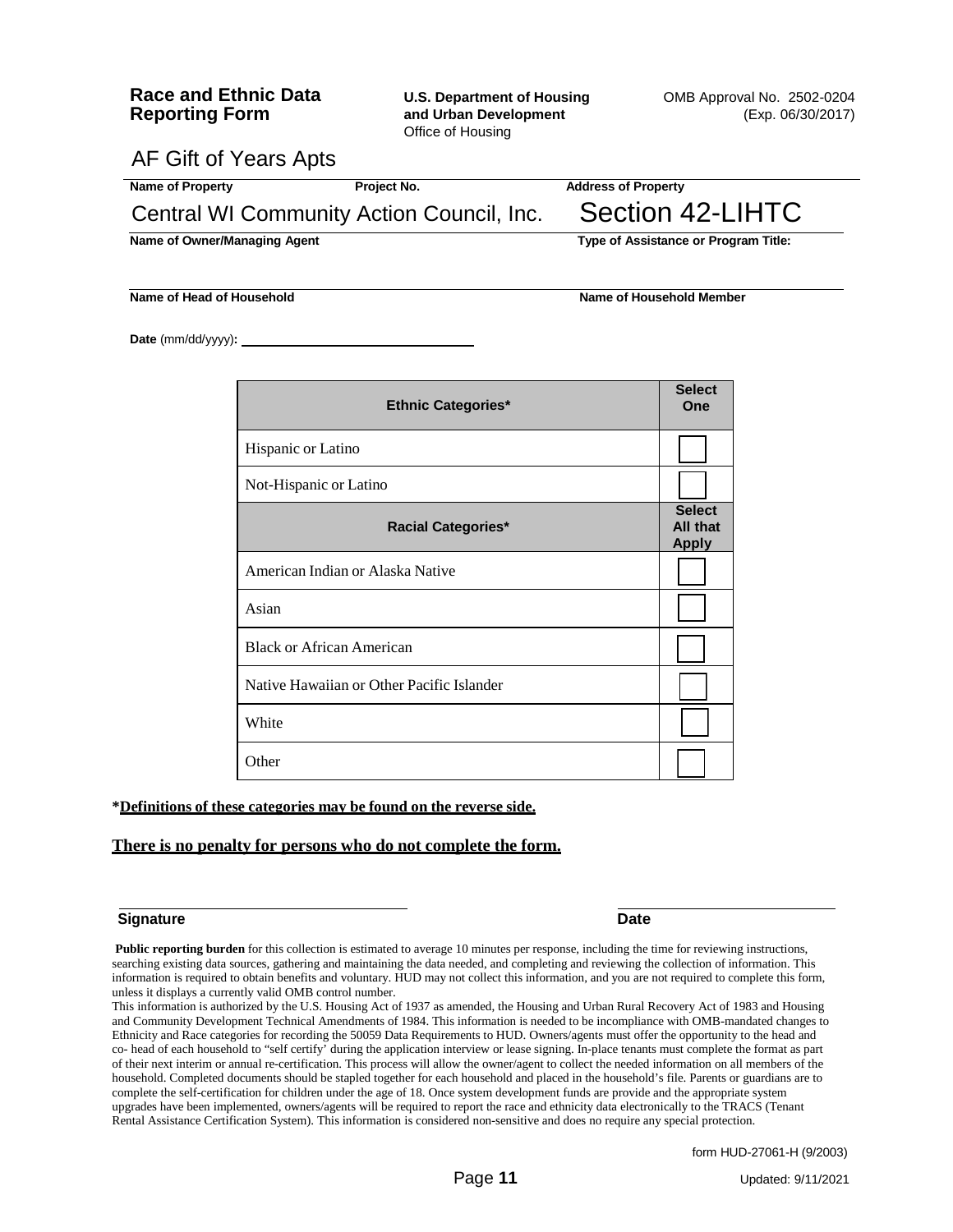**Race and Ethnic Data Reporting Form**

**U.S. Department of Housing and Urban Development**
Office of Housing

OMB Approval No. 2502-0204
(Exp. 06/30/2017)

AF Gift of Years Apts

**Name of Property** | **Project No.** | **Address of Property**

Central WI Community Action Council, Inc. | Section 42-LIHTC

**Name of Owner/Managing Agent** | **Type of Assistance or Program Title:**

**Name of Head of Household** | **Name of Household Member**

**Date** (mm/dd/yyyy)**:** ______________________

| Ethnic Categories* | Select One |
|---|---|
| Hispanic or Latino | ☐ |
| Not-Hispanic or Latino | ☐ |
| **Racial Categories*** | **Select All that Apply** |
| American Indian or Alaska Native | ☐ |
| Asian | ☐ |
| Black or African American | ☐ |
| Native Hawaiian or Other Pacific Islander | ☐ |
| White | ☐ |
| Other | ☐ |

**\*Definitions of these categories may be found on the reverse side.**

**There is no penalty for persons who do not complete the form.**

**Signature** ______________________ **Date** ______________________

**Public reporting burden** for this collection is estimated to average 10 minutes per response, including the time for reviewing instructions, searching existing data sources, gathering and maintaining the data needed, and completing and reviewing the collection of information. This information is required to obtain benefits and voluntary. HUD may not collect this information, and you are not required to complete this form, unless it displays a currently valid OMB control number.
This information is authorized by the U.S. Housing Act of 1937 as amended, the Housing and Urban Rural Recovery Act of 1983 and Housing and Community Development Technical Amendments of 1984. This information is needed to be incompliance with OMB-mandated changes to Ethnicity and Race categories for recording the 50059 Data Requirements to HUD. Owners/agents must offer the opportunity to the head and co- head of each household to "self certify' during the application interview or lease signing. In-place tenants must complete the format as part of their next interim or annual re-certification. This process will allow the owner/agent to collect the needed information on all members of the household. Completed documents should be stapled together for each household and placed in the household's file. Parents or guardians are to complete the self-certification for children under the age of 18. Once system development funds are provide and the appropriate system upgrades have been implemented, owners/agents will be required to report the race and ethnicity data electronically to the TRACS (Tenant Rental Assistance Certification System). This information is considered non-sensitive and does no require any special protection.

form HUD-27061-H (9/2003)

Updated: 9/11/2021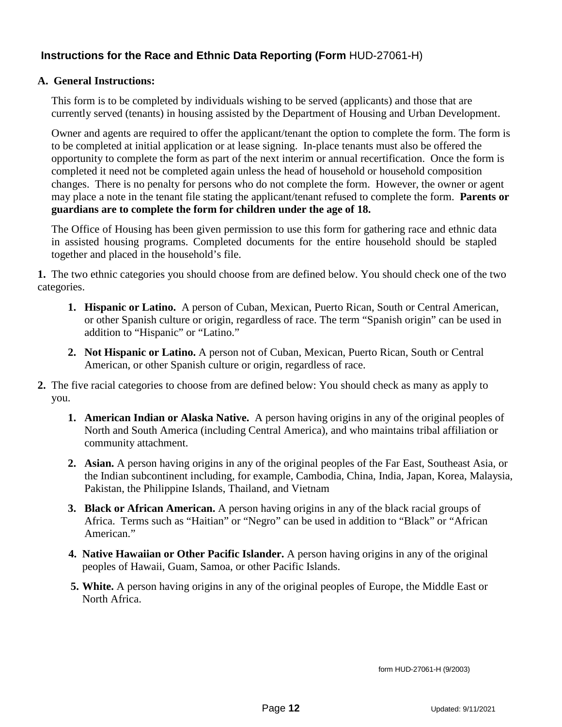## Instructions for the Race and Ethnic Data Reporting (Form HUD-27061-H)

**A. General Instructions:**

This form is to be completed by individuals wishing to be served (applicants) and those that are currently served (tenants) in housing assisted by the Department of Housing and Urban Development.

Owner and agents are required to offer the applicant/tenant the option to complete the form. The form is to be completed at initial application or at lease signing. In-place tenants must also be offered the opportunity to complete the form as part of the next interim or annual recertification. Once the form is completed it need not be completed again unless the head of household or household composition changes. There is no penalty for persons who do not complete the form. However, the owner or agent may place a note in the tenant file stating the applicant/tenant refused to complete the form. **Parents or guardians are to complete the form for children under the age of 18.**

The Office of Housing has been given permission to use this form for gathering race and ethnic data in assisted housing programs. Completed documents for the entire household should be stapled together and placed in the household's file.

**1.** The two ethnic categories you should choose from are defined below. You should check one of the two categories.

1. **Hispanic or Latino.** A person of Cuban, Mexican, Puerto Rican, South or Central American, or other Spanish culture or origin, regardless of race. The term "Spanish origin" can be used in addition to "Hispanic" or "Latino."
2. **Not Hispanic or Latino.** A person not of Cuban, Mexican, Puerto Rican, South or Central American, or other Spanish culture or origin, regardless of race.

**2.** The five racial categories to choose from are defined below: You should check as many as apply to you.

1. **American Indian or Alaska Native.** A person having origins in any of the original peoples of North and South America (including Central America), and who maintains tribal affiliation or community attachment.
2. **Asian.** A person having origins in any of the original peoples of the Far East, Southeast Asia, or the Indian subcontinent including, for example, Cambodia, China, India, Japan, Korea, Malaysia, Pakistan, the Philippine Islands, Thailand, and Vietnam
3. **Black or African American.** A person having origins in any of the black racial groups of Africa. Terms such as "Haitian" or "Negro" can be used in addition to "Black" or "African American."
4. **Native Hawaiian or Other Pacific Islander.** A person having origins in any of the original peoples of Hawaii, Guam, Samoa, or other Pacific Islands.
5. **White.** A person having origins in any of the original peoples of Europe, the Middle East or North Africa.

form HUD-27061-H (9/2003)

Updated: 9/11/2021